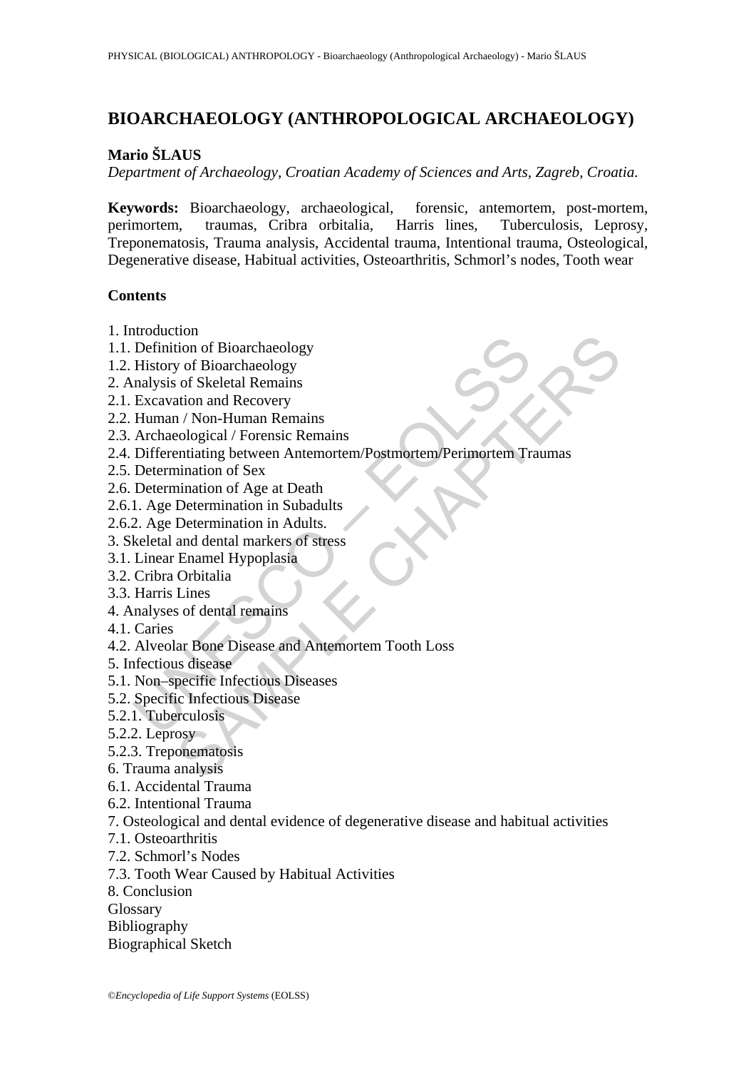# BIOARCHAEOLOGY (ANTHROPOLOGICAL ARCHAEOLOGY)

**Mario ŠLAUS**

*Department of Archaeology, Croatian Academy of Sciences and Arts, Zagreb, Croatia.*

**Keywords:** Bioarchaeology, archaeological, forensic, antemortem, post-mortem, perimortem, traumas, Cribra orbitalia, Harris lines, Tuberculosis, Leprosy, Treponematosis, Trauma analysis, Accidental trauma, Intentional trauma, Osteological, Degenerative disease, Habitual activities, Osteoarthritis, Schmorl's nodes, Tooth wear

**Contents**

1. Introduction
1.1. Definition of Bioarchaeology
1.2. History of Bioarchaeology
2. Analysis of Skeletal Remains
2.1. Excavation and Recovery
2.2. Human / Non-Human Remains
2.3. Archaeological / Forensic Remains
2.4. Differentiating between Antemortem/Postmortem/Perimortem Traumas
2.5. Determination of Sex
2.6. Determination of Age at Death
2.6.1. Age Determination in Subadults
2.6.2. Age Determination in Adults.
3. Skeletal and dental markers of stress
3.1. Linear Enamel Hypoplasia
3.2. Cribra Orbitalia
3.3. Harris Lines
4. Analyses of dental remains
4.1. Caries
4.2. Alveolar Bone Disease and Antemortem Tooth Loss
5. Infectious disease
5.1. Non–specific Infectious Diseases
5.2. Specific Infectious Disease
5.2.1. Tuberculosis
5.2.2. Leprosy
5.2.3. Treponematosis
6. Trauma analysis
6.1. Accidental Trauma
6.2. Intentional Trauma
7. Osteological and dental evidence of degenerative disease and habitual activities
7.1. Osteoarthritis
7.2. Schmorl's Nodes
7.3. Tooth Wear Caused by Habitual Activities
8. Conclusion
Glossary
Bibliography
Biographical Sketch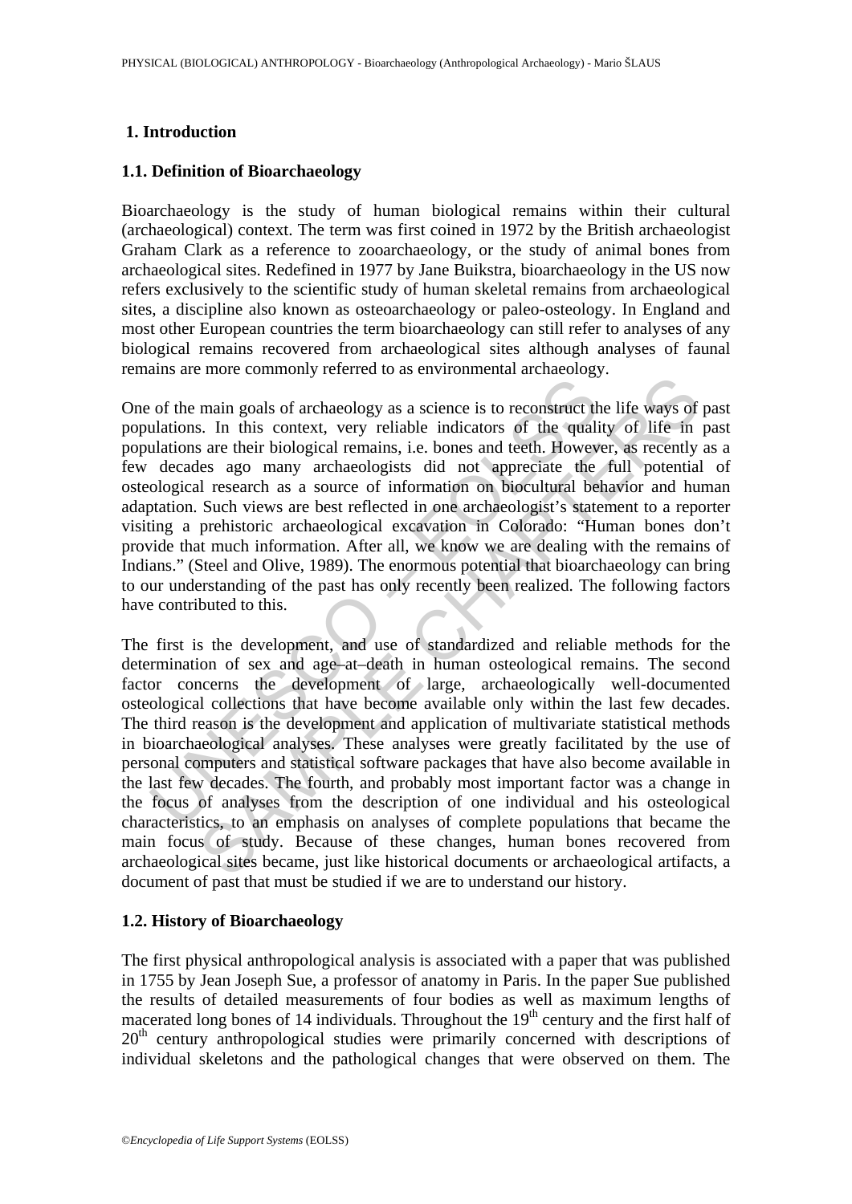## 1. Introduction

### 1.1. Definition of Bioarchaeology

Bioarchaeology is the study of human biological remains within their cultural (archaeological) context. The term was first coined in 1972 by the British archaeologist Graham Clark as a reference to zooarchaeology, or the study of animal bones from archaeological sites. Redefined in 1977 by Jane Buikstra, bioarchaeology in the US now refers exclusively to the scientific study of human skeletal remains from archaeological sites, a discipline also known as osteoarchaeology or paleo-osteology. In England and most other European countries the term bioarchaeology can still refer to analyses of any biological remains recovered from archaeological sites although analyses of faunal remains are more commonly referred to as environmental archaeology.

One of the main goals of archaeology as a science is to reconstruct the life ways of past populations. In this context, very reliable indicators of the quality of life in past populations are their biological remains, i.e. bones and teeth. However, as recently as a few decades ago many archaeologists did not appreciate the full potential of osteological research as a source of information on biocultural behavior and human adaptation. Such views are best reflected in one archaeologist's statement to a reporter visiting a prehistoric archaeological excavation in Colorado: "Human bones don't provide that much information. After all, we know we are dealing with the remains of Indians." (Steel and Olive, 1989). The enormous potential that bioarchaeology can bring to our understanding of the past has only recently been realized. The following factors have contributed to this.

The first is the development, and use of standardized and reliable methods for the determination of sex and age–at–death in human osteological remains. The second factor concerns the development of large, archaeologically well-documented osteological collections that have become available only within the last few decades. The third reason is the development and application of multivariate statistical methods in bioarchaeological analyses. These analyses were greatly facilitated by the use of personal computers and statistical software packages that have also become available in the last few decades. The fourth, and probably most important factor was a change in the focus of analyses from the description of one individual and his osteological characteristics, to an emphasis on analyses of complete populations that became the main focus of study. Because of these changes, human bones recovered from archaeological sites became, just like historical documents or archaeological artifacts, a document of past that must be studied if we are to understand our history.

### 1.2. History of Bioarchaeology

The first physical anthropological analysis is associated with a paper that was published in 1755 by Jean Joseph Sue, a professor of anatomy in Paris. In the paper Sue published the results of detailed measurements of four bodies as well as maximum lengths of macerated long bones of 14 individuals. Throughout the 19th century and the first half of 20th century anthropological studies were primarily concerned with descriptions of individual skeletons and the pathological changes that were observed on them. The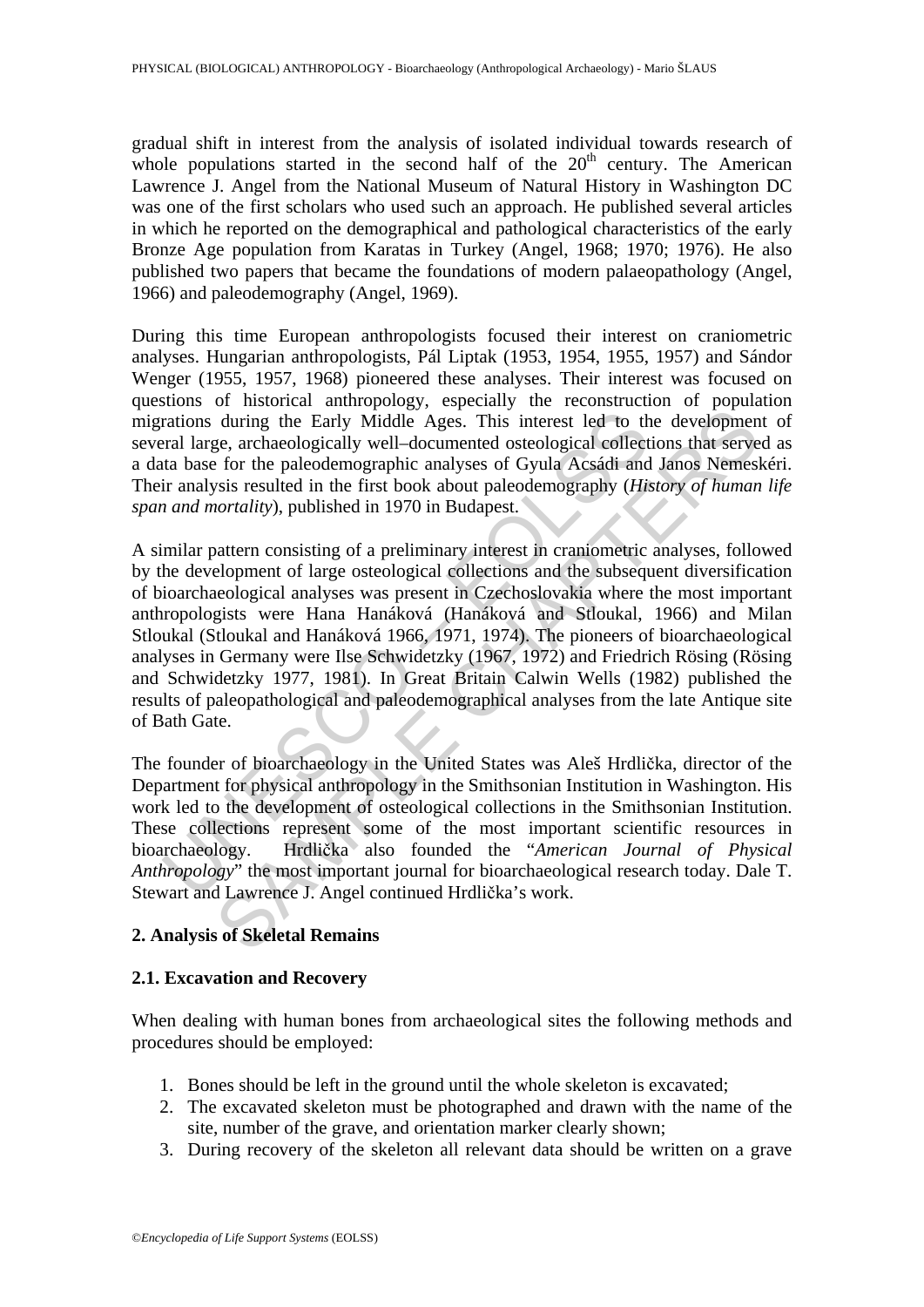gradual shift in interest from the analysis of isolated individual towards research of whole populations started in the second half of the 20th century. The American Lawrence J. Angel from the National Museum of Natural History in Washington DC was one of the first scholars who used such an approach. He published several articles in which he reported on the demographical and pathological characteristics of the early Bronze Age population from Karatas in Turkey (Angel, 1968; 1970; 1976). He also published two papers that became the foundations of modern palaeopathology (Angel, 1966) and paleodemography (Angel, 1969).

During this time European anthropologists focused their interest on craniometric analyses. Hungarian anthropologists, Pál Liptak (1953, 1954, 1955, 1957) and Sándor Wenger (1955, 1957, 1968) pioneered these analyses. Their interest was focused on questions of historical anthropology, especially the reconstruction of population migrations during the Early Middle Ages. This interest led to the development of several large, archaeologically well–documented osteological collections that served as a data base for the paleodemographic analyses of Gyula Acsádi and Janos Nemeskéri. Their analysis resulted in the first book about paleodemography (*History of human life span and mortality*), published in 1970 in Budapest.

A similar pattern consisting of a preliminary interest in craniometric analyses, followed by the development of large osteological collections and the subsequent diversification of bioarchaeological analyses was present in Czechoslovakia where the most important anthropologists were Hana Hanáková (Hanáková and Stloukal, 1966) and Milan Stloukal (Stloukal and Hanáková 1966, 1971, 1974). The pioneers of bioarchaeological analyses in Germany were Ilse Schwidetzky (1967, 1972) and Friedrich Rösing (Rösing and Schwidetzky 1977, 1981). In Great Britain Calwin Wells (1982) published the results of paleopathological and paleodemographical analyses from the late Antique site of Bath Gate.

The founder of bioarchaeology in the United States was Aleš Hrdlička, director of the Department for physical anthropology in the Smithsonian Institution in Washington. His work led to the development of osteological collections in the Smithsonian Institution. These collections represent some of the most important scientific resources in bioarchaeology. Hrdlička also founded the "*American Journal of Physical Anthropology*" the most important journal for bioarchaeological research today. Dale T. Stewart and Lawrence J. Angel continued Hrdlička's work.

## 2. Analysis of Skeletal Remains

### 2.1. Excavation and Recovery

When dealing with human bones from archaeological sites the following methods and procedures should be employed:

1. Bones should be left in the ground until the whole skeleton is excavated;
2. The excavated skeleton must be photographed and drawn with the name of the site, number of the grave, and orientation marker clearly shown;
3. During recovery of the skeleton all relevant data should be written on a grave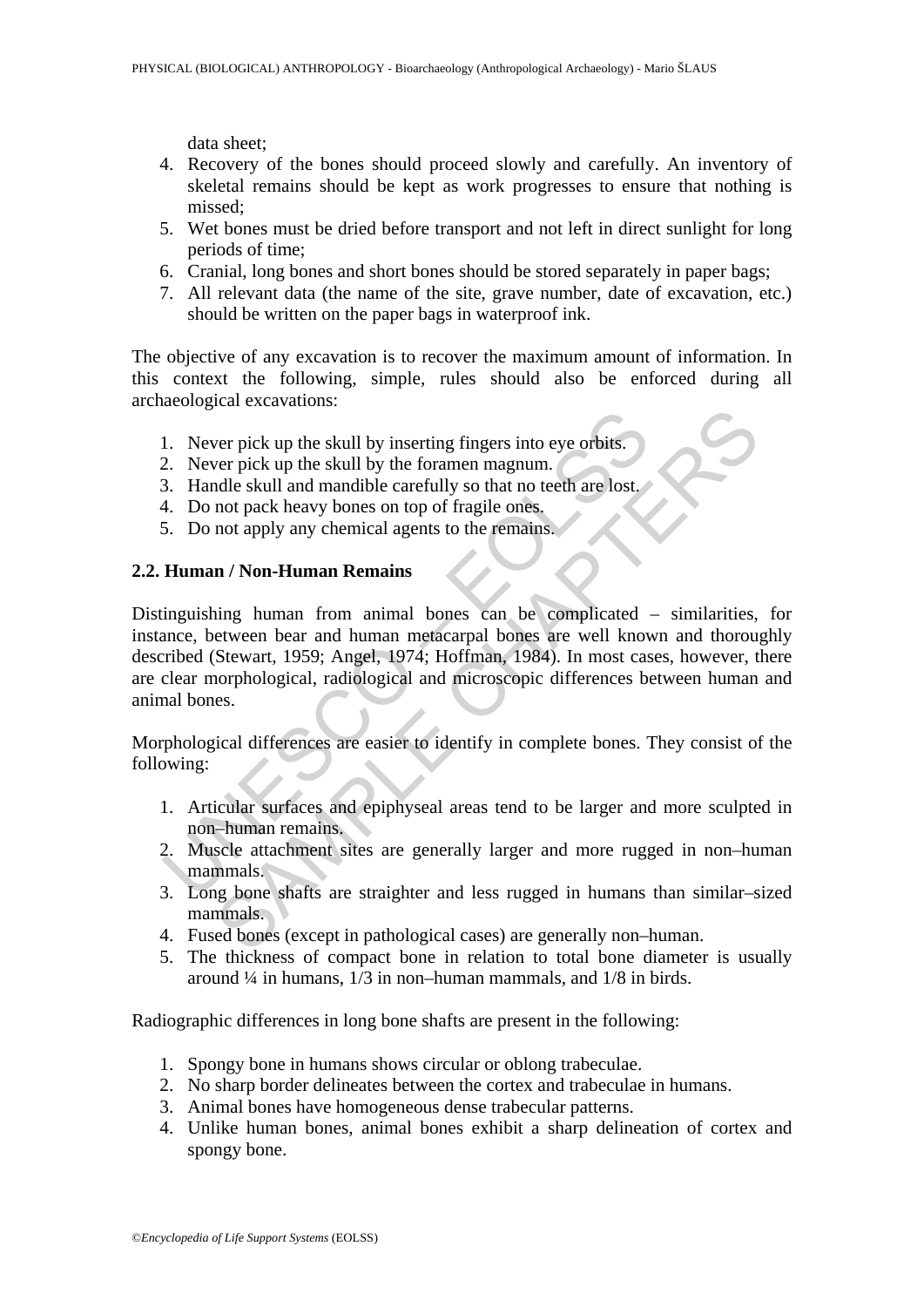data sheet;

4. Recovery of the bones should proceed slowly and carefully. An inventory of skeletal remains should be kept as work progresses to ensure that nothing is missed;
5. Wet bones must be dried before transport and not left in direct sunlight for long periods of time;
6. Cranial, long bones and short bones should be stored separately in paper bags;
7. All relevant data (the name of the site, grave number, date of excavation, etc.) should be written on the paper bags in waterproof ink.

The objective of any excavation is to recover the maximum amount of information. In this context the following, simple, rules should also be enforced during all archaeological excavations:

1. Never pick up the skull by inserting fingers into eye orbits.
2. Never pick up the skull by the foramen magnum.
3. Handle skull and mandible carefully so that no teeth are lost.
4. Do not pack heavy bones on top of fragile ones.
5. Do not apply any chemical agents to the remains.

## 2.2. Human / Non-Human Remains

Distinguishing human from animal bones can be complicated – similarities, for instance, between bear and human metacarpal bones are well known and thoroughly described (Stewart, 1959; Angel, 1974; Hoffman, 1984). In most cases, however, there are clear morphological, radiological and microscopic differences between human and animal bones.

Morphological differences are easier to identify in complete bones. They consist of the following:

1. Articular surfaces and epiphyseal areas tend to be larger and more sculpted in non–human remains.
2. Muscle attachment sites are generally larger and more rugged in non–human mammals.
3. Long bone shafts are straighter and less rugged in humans than similar–sized mammals.
4. Fused bones (except in pathological cases) are generally non–human.
5. The thickness of compact bone in relation to total bone diameter is usually around ¼ in humans, 1/3 in non–human mammals, and 1/8 in birds.

Radiographic differences in long bone shafts are present in the following:

1. Spongy bone in humans shows circular or oblong trabeculae.
2. No sharp border delineates between the cortex and trabeculae in humans.
3. Animal bones have homogeneous dense trabecular patterns.
4. Unlike human bones, animal bones exhibit a sharp delineation of cortex and spongy bone.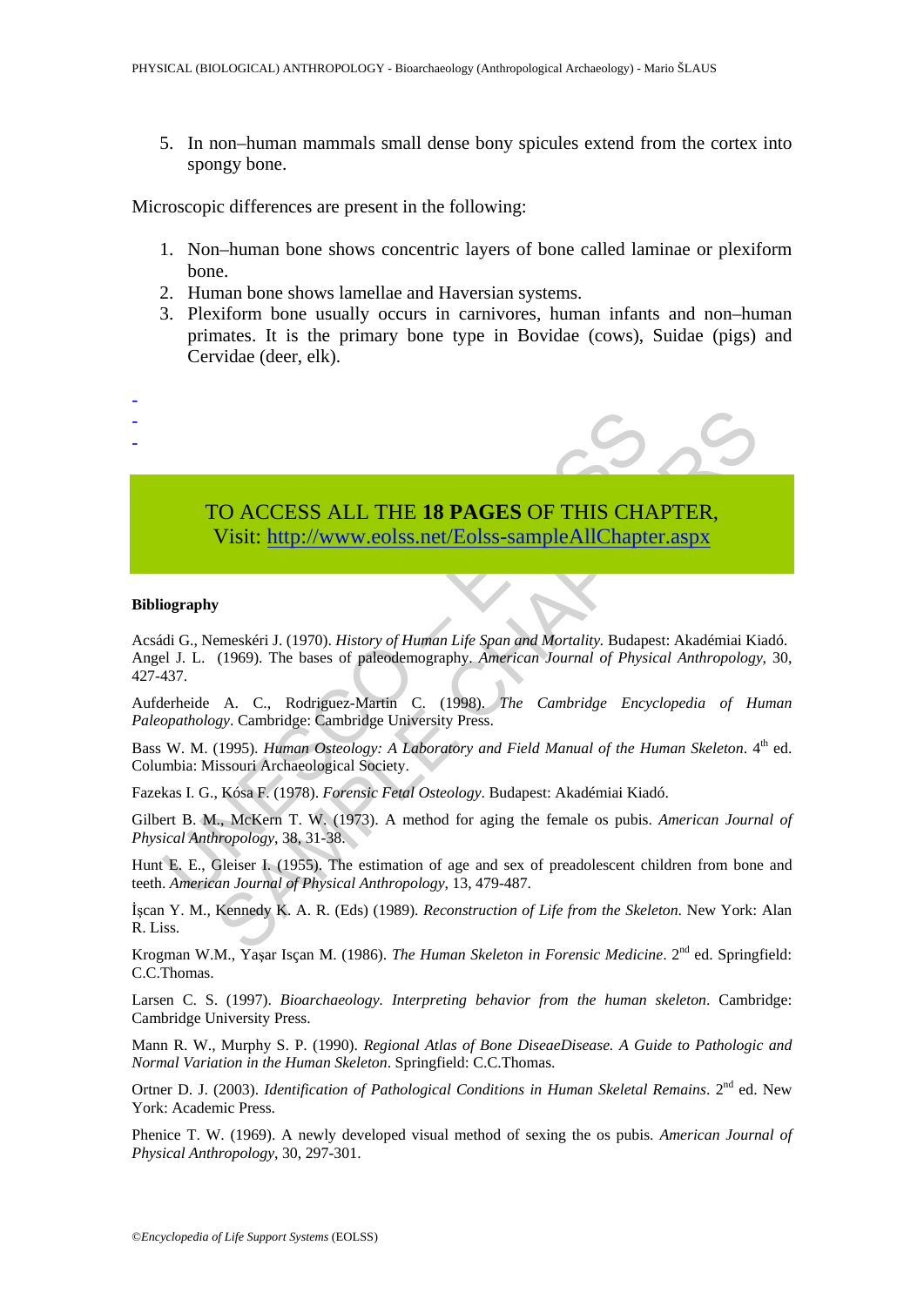5. In non–human mammals small dense bony spicules extend from the cortex into spongy bone.

Microscopic differences are present in the following:

1. Non–human bone shows concentric layers of bone called laminae or plexiform bone.
2. Human bone shows lamellae and Haversian systems.
3. Plexiform bone usually occurs in carnivores, human infants and non–human primates. It is the primary bone type in Bovidae (cows), Suidae (pigs) and Cervidae (deer, elk).

-
-
-

TO ACCESS ALL THE **18 PAGES** OF THIS CHAPTER,
Visit: http://www.eolss.net/Eolss-sampleAllChapter.aspx

**Bibliography**

Acsádi G., Nemeskéri J. (1970). *History of Human Life Span and Mortality.* Budapest: Akadémiai Kiadó.
Angel J. L. (1969). The bases of paleodemography. *American Journal of Physical Anthropology*, 30, 427-437.

Aufderheide A. C., Rodriguez-Martin C. (1998). *The Cambridge Encyclopedia of Human Paleopathology*. Cambridge: Cambridge University Press.

Bass W. M. (1995). *Human Osteology: A Laboratory and Field Manual of the Human Skeleton*. 4th ed. Columbia: Missouri Archaeological Society.

Fazekas I. G., Kósa F. (1978). *Forensic Fetal Osteology*. Budapest: Akadémiai Kiadó.

Gilbert B. M., McKern T. W. (1973). A method for aging the female os pubis. *American Journal of Physical Anthropology*, 38, 31-38.

Hunt E. E., Gleiser I. (1955). The estimation of age and sex of preadolescent children from bone and teeth. *American Journal of Physical Anthropology*, 13, 479-487.

İşcan Y. M., Kennedy K. A. R. (Eds) (1989). *Reconstruction of Life from the Skeleton*. New York: Alan R. Liss.

Krogman W.M., Yaşar Isçan M. (1986). *The Human Skeleton in Forensic Medicine*. 2nd ed. Springfield: C.C.Thomas.

Larsen C. S. (1997). *Bioarchaeology. Interpreting behavior from the human skeleton*. Cambridge: Cambridge University Press.

Mann R. W., Murphy S. P. (1990). *Regional Atlas of Bone DiseaeDisease. A Guide to Pathologic and Normal Variation in the Human Skeleton*. Springfield: C.C.Thomas.

Ortner D. J. (2003). *Identification of Pathological Conditions in Human Skeletal Remains*. 2nd ed. New York: Academic Press.

Phenice T. W. (1969). A newly developed visual method of sexing the os pubis. *American Journal of Physical Anthropology*, 30, 297-301.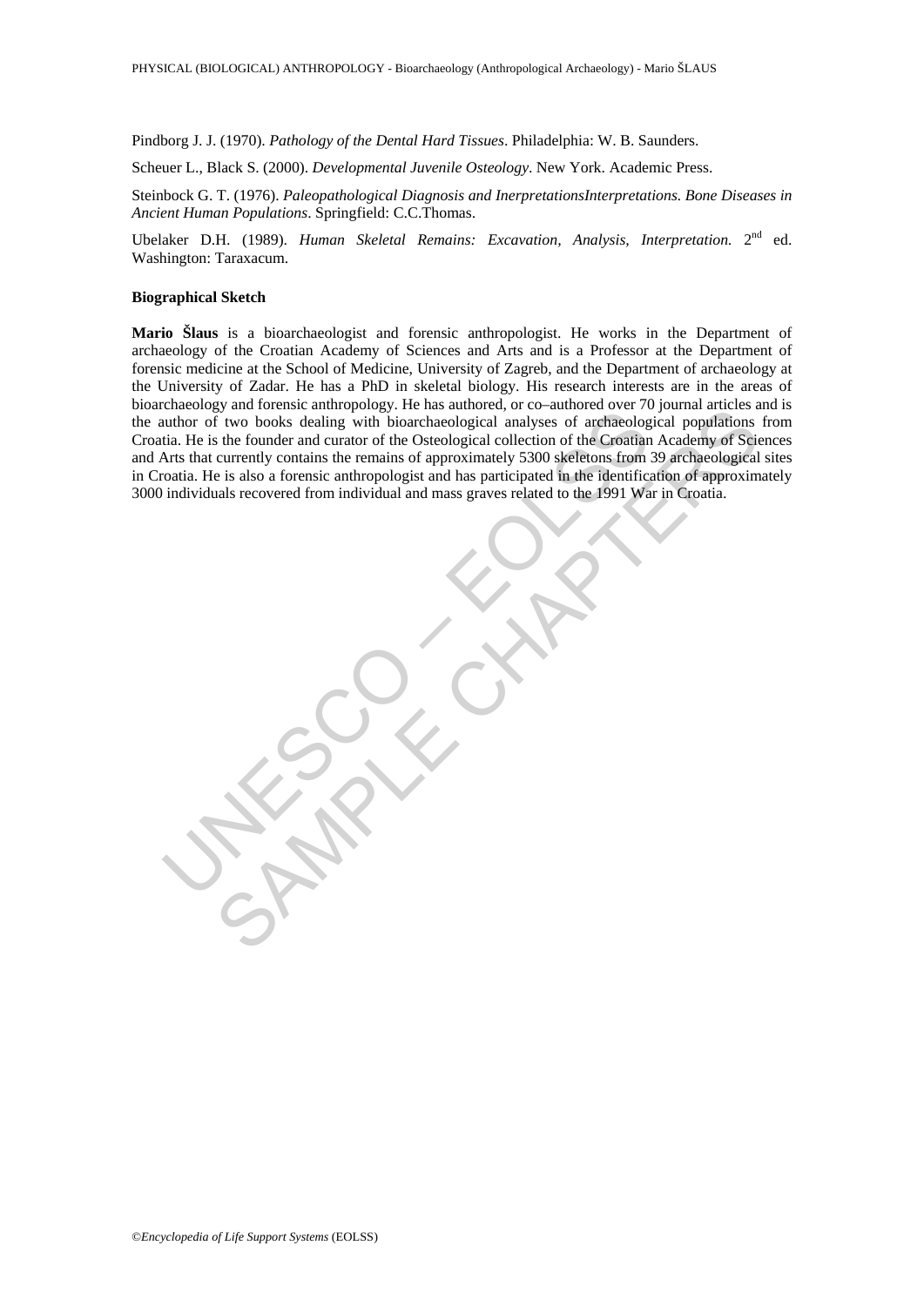Pindborg J. J. (1970). *Pathology of the Dental Hard Tissues*. Philadelphia: W. B. Saunders.

Scheuer L., Black S. (2000). *Developmental Juvenile Osteology*. New York. Academic Press.

Steinbock G. T. (1976). *Paleopathological Diagnosis and InerpretationsInterpretations. Bone Diseases in Ancient Human Populations*. Springfield: C.C.Thomas.

Ubelaker D.H. (1989). *Human Skeletal Remains: Excavation, Analysis, Interpretation.* 2nd ed. Washington: Taraxacum.

**Biographical Sketch**

**Mario Šlaus** is a bioarchaeologist and forensic anthropologist. He works in the Department of archaeology of the Croatian Academy of Sciences and Arts and is a Professor at the Department of forensic medicine at the School of Medicine, University of Zagreb, and the Department of archaeology at the University of Zadar. He has a PhD in skeletal biology. His research interests are in the areas of bioarchaeology and forensic anthropology. He has authored, or co–authored over 70 journal articles and is the author of two books dealing with bioarchaeological analyses of archaeological populations from Croatia. He is the founder and curator of the Osteological collection of the Croatian Academy of Sciences and Arts that currently contains the remains of approximately 5300 skeletons from 39 archaeological sites in Croatia. He is also a forensic anthropologist and has participated in the identification of approximately 3000 individuals recovered from individual and mass graves related to the 1991 War in Croatia.